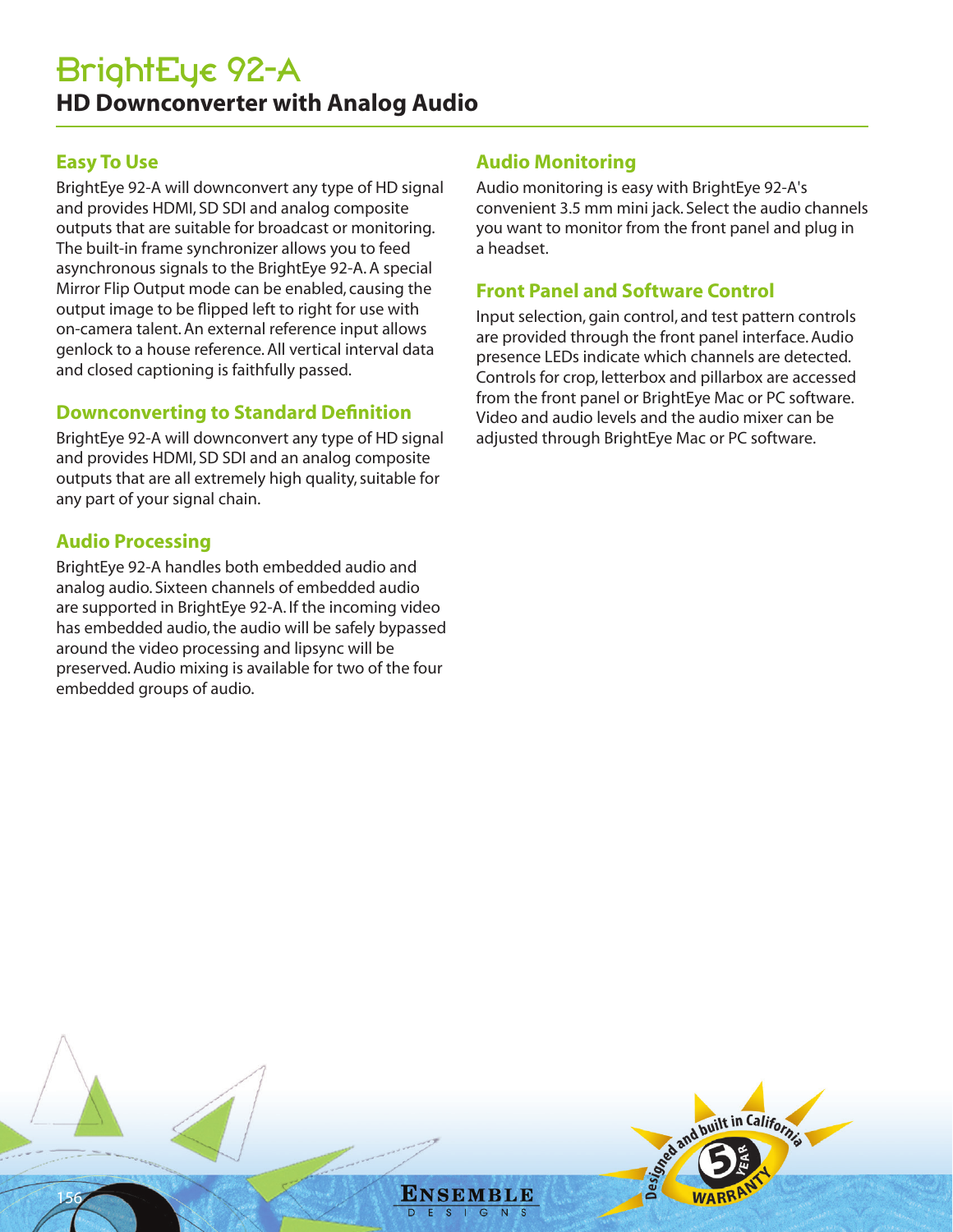# BrightEye 92-A

## HD Downconverter with Analog Audio

### Easy To Use

BrightEye 92-A will downconvert any type of HD signal and provides HDMI, SD SDI and analog composite outputs that are suitable for broadcast or monitoring. The built-in frame synchronizer allows you to feed asynchronous signals to the BrightEye 92-A. A special Mirror Flip Output mode can be enabled, causing the output image to be flipped left to right for use with on-camera talent. An external reference input allows genlock to a house reference. All vertical interval data and closed captioning is faithfully passed.

### Downconverting to Standard Definition

BrightEye 92-A will downconvert any type of HD signal and provides HDMI, SD SDI and an analog composite outputs that are all extremely high quality, suitable for any part of your signal chain.

### Audio Processing

BrightEye 92-A handles both embedded audio and analog audio. Sixteen channels of embedded audio are supported in BrightEye 92-A. If the incoming video has embedded audio, the audio will be safely bypassed around the video processing and lipsync will be preserved. Audio mixing is available for two of the four embedded groups of audio.

### Audio Monitoring

Audio monitoring is easy with BrightEye 92-A's convenient 3.5 mm mini jack. Select the audio channels you want to monitor from the front panel and plug in a headset.

### Front Panel and Software Control

Input selection, gain control, and test pattern controls are provided through the front panel interface. Audio presence LEDs indicate which channels are detected. Controls for crop, letterbox and pillarbox are accessed from the front panel or BrightEye Mac or PC software. Video and audio levels and the audio mixer can be adjusted through BrightEye Mac or PC software.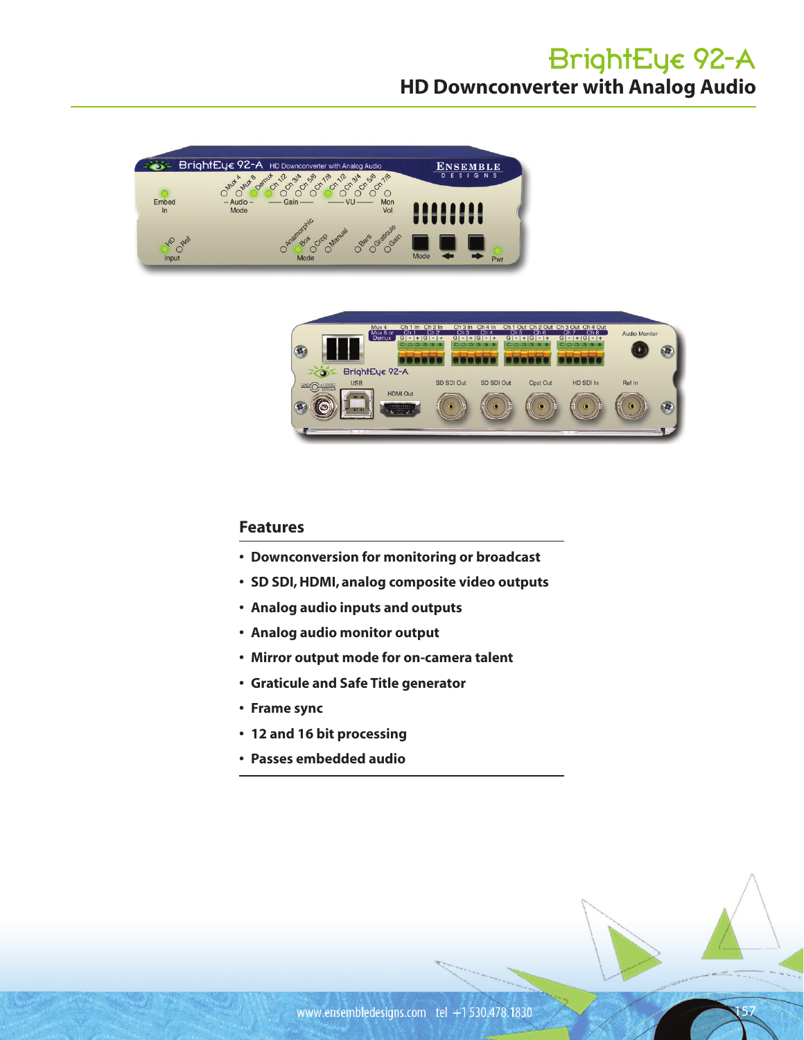# BrightEye 92-A

## HD Downconverter with Analog Audio

### Features

- Downconversion for monitoring or broadcast
- SD SDI, HDMI, analog composite video outputs
- Analog audio inputs and outputs
- Analog audio monitor output
- Mirror output mode for on-camera talent
- Graticule and Safe Title generator
- Frame sync
- 12 and 16 bit processing
- Passes embedded audio

www.ensembledesigns.com tel +1 530.478.1830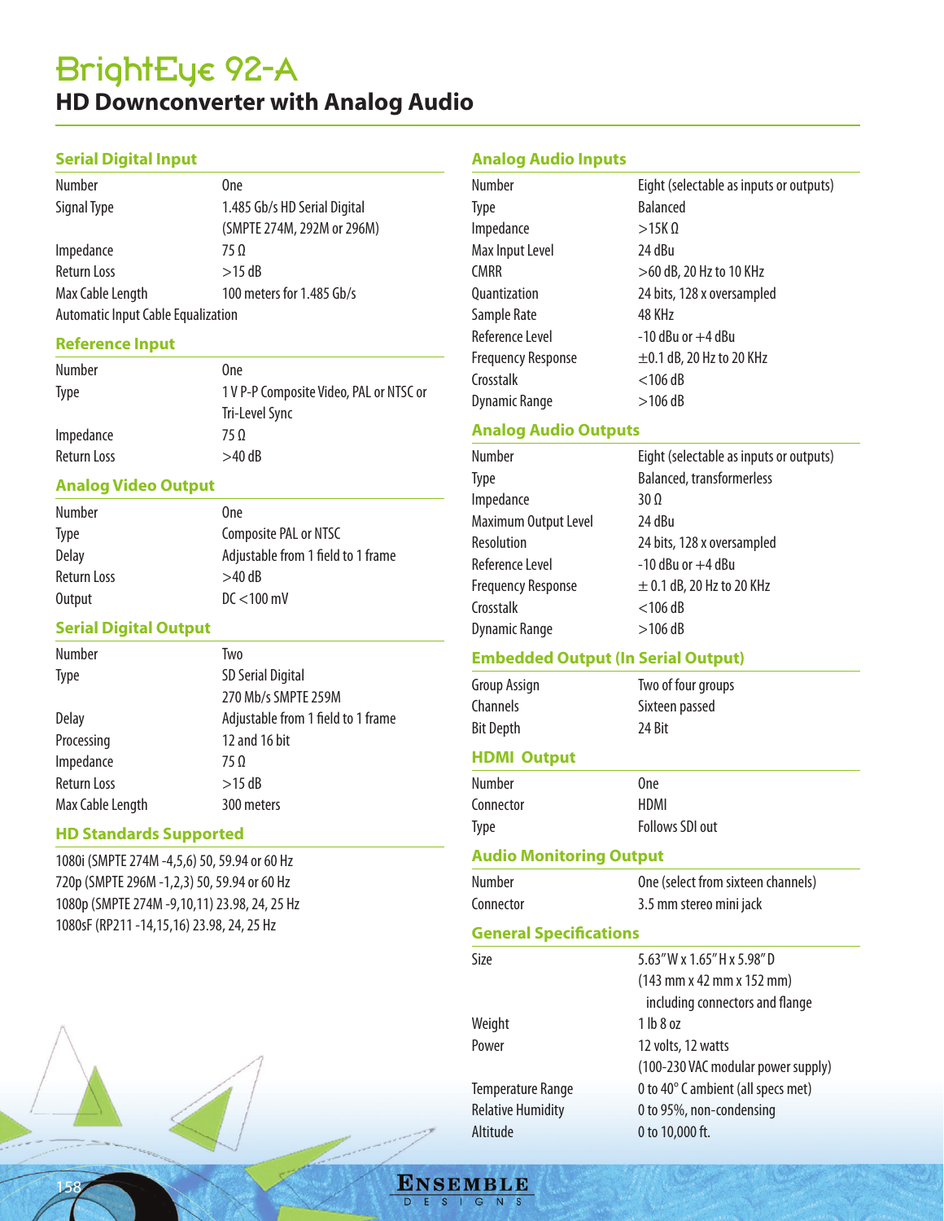# BrightEye 92-A

## HD Downconverter with Analog Audio

### Serial Digital Input

| | |
|---|---|
| Number | One |
| Signal Type | 1.485 Gb/s HD Serial Digital (SMPTE 274M, 292M or 296M) |
| Impedance | 75 Ω |
| Return Loss | >15 dB |
| Max Cable Length | 100 meters for 1.485 Gb/s |

Automatic Input Cable Equalization

### Reference Input

| | |
|---|---|
| Number | One |
| Type | 1 V P-P Composite Video, PAL or NTSC or Tri-Level Sync |
| Impedance | 75 Ω |
| Return Loss | >40 dB |

### Analog Video Output

| | |
|---|---|
| Number | One |
| Type | Composite PAL or NTSC |
| Delay | Adjustable from 1 field to 1 frame |
| Return Loss | >40 dB |
| Output | DC <100 mV |

### Serial Digital Output

| | |
|---|---|
| Number | Two |
| Type | SD Serial Digital 270 Mb/s SMPTE 259M |
| Delay | Adjustable from 1 field to 1 frame |
| Processing | 12 and 16 bit |
| Impedance | 75 Ω |
| Return Loss | >15 dB |
| Max Cable Length | 300 meters |

### HD Standards Supported

1080i (SMPTE 274M -4,5,6) 50, 59.94 or 60 Hz
720p (SMPTE 296M -1,2,3) 50, 59.94 or 60 Hz
1080p (SMPTE 274M -9,10,11) 23.98, 24, 25 Hz
1080sF (RP211 -14,15,16) 23.98, 24, 25 Hz

### Analog Audio Inputs

| | |
|---|---|
| Number | Eight (selectable as inputs or outputs) |
| Type | Balanced |
| Impedance | >15K Ω |
| Max Input Level | 24 dBu |
| CMRR | >60 dB, 20 Hz to 10 KHz |
| Quantization | 24 bits, 128 x oversampled |
| Sample Rate | 48 KHz |
| Reference Level | -10 dBu or +4 dBu |
| Frequency Response | ±0.1 dB, 20 Hz to 20 KHz |
| Crosstalk | <106 dB |
| Dynamic Range | >106 dB |

### Analog Audio Outputs

| | |
|---|---|
| Number | Eight (selectable as inputs or outputs) |
| Type | Balanced, transformerless |
| Impedance | 30 Ω |
| Maximum Output Level | 24 dBu |
| Resolution | 24 bits, 128 x oversampled |
| Reference Level | -10 dBu or +4 dBu |
| Frequency Response | ± 0.1 dB, 20 Hz to 20 KHz |
| Crosstalk | <106 dB |
| Dynamic Range | >106 dB |

### Embedded Output (In Serial Output)

| | |
|---|---|
| Group Assign | Two of four groups |
| Channels | Sixteen passed |
| Bit Depth | 24 Bit |

### HDMI Output

| | |
|---|---|
| Number | One |
| Connector | HDMI |
| Type | Follows SDI out |

### Audio Monitoring Output

| | |
|---|---|
| Number | One (select from sixteen channels) |
| Connector | 3.5 mm stereo mini jack |

### General Specifications

| | |
|---|---|
| Size | 5.63" W x 1.65" H x 5.98" D (143 mm x 42 mm x 152 mm) including connectors and flange |
| Weight | 1 lb 8 oz |
| Power | 12 volts, 12 watts (100-230 VAC modular power supply) |
| Temperature Range | 0 to 40° C ambient (all specs met) |
| Relative Humidity | 0 to 95%, non-condensing |
| Altitude | 0 to 10,000 ft. |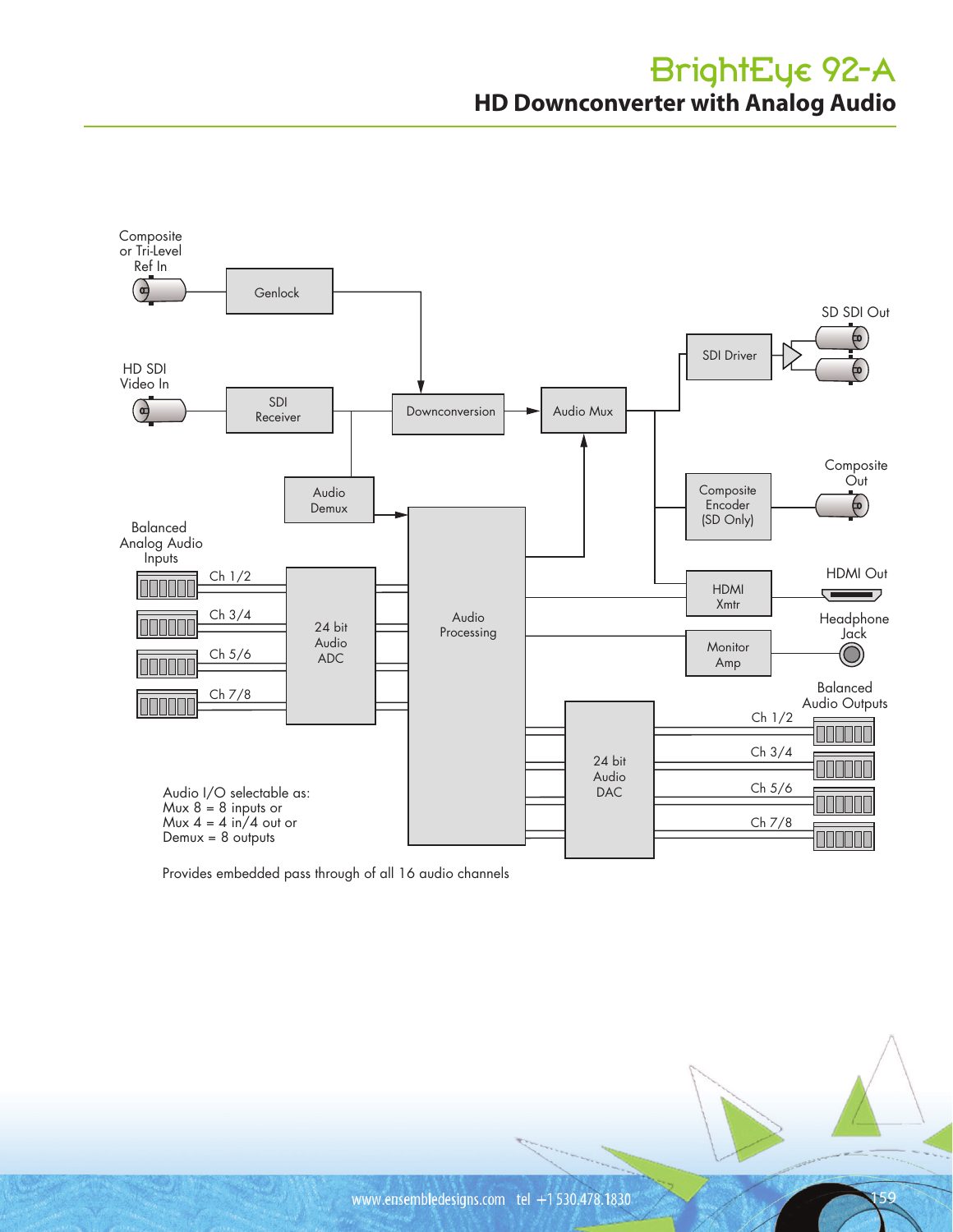# BrightEye 92-A

## HD Downconverter with Analog Audio

Composite or Tri-Level Ref In

Genlock

HD SDI Video In

SDI Receiver

Downconversion

Audio Mux

SDI Driver

SD SDI Out

Audio Demux

Composite Encoder (SD Only)

Composite Out

Balanced Analog Audio Inputs

Ch 1/2

Ch 3/4

Ch 5/6

Ch 7/8

24 bit Audio ADC

Audio Processing

HDMI Xmtr

HDMI Out

Headphone Jack

Monitor Amp

Balanced Audio Outputs

24 bit Audio DAC

Ch 1/2

Ch 3/4

Ch 5/6

Ch 7/8

Audio I/O selectable as:
Mux 8 = 8 inputs or
Mux 4 = 4 in/4 out or
Demux = 8 outputs

Provides embedded pass through of all 16 audio channels

www.ensembledesigns.com tel +1 530.478.1830